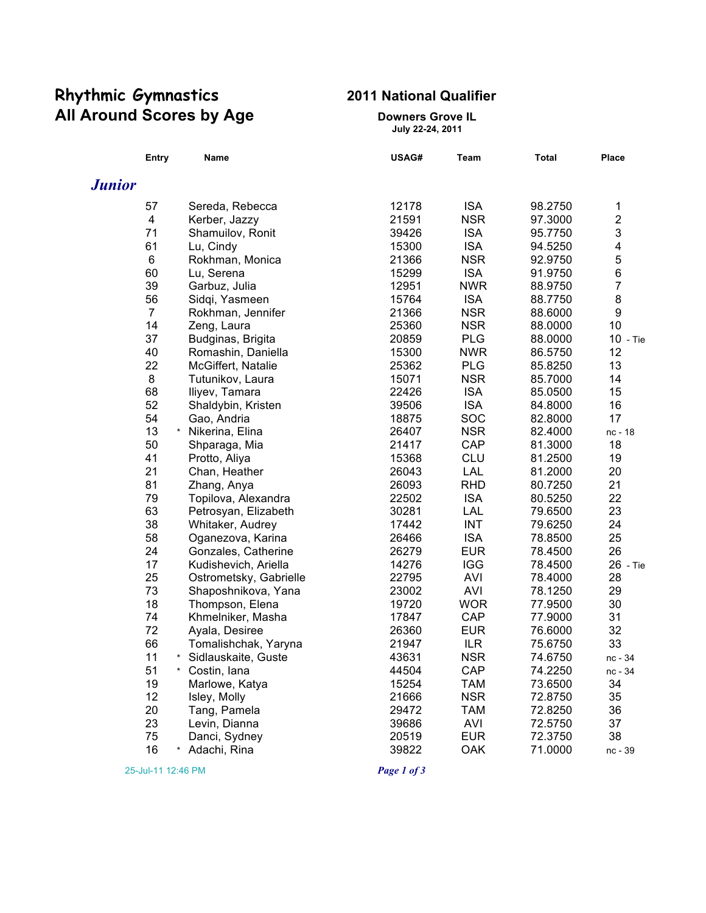# Rhythmic Gymnastics
# All Around Scores by Age

## 2011 National Qualifier

**Downers Grove IL**
**July 22-24, 2011**

### *Junior*

| Entry | | Name | USAG# | Team | Total | Place |
|---|---|---|---|---|---|---|
| 57 | | Sereda, Rebecca | 12178 | ISA | 98.2750 | 1 |
| 4 | | Kerber, Jazzy | 21591 | NSR | 97.3000 | 2 |
| 71 | | Shamuilov, Ronit | 39426 | ISA | 95.7750 | 3 |
| 61 | | Lu, Cindy | 15300 | ISA | 94.5250 | 4 |
| 6 | | Rokhman, Monica | 21366 | NSR | 92.9750 | 5 |
| 60 | | Lu, Serena | 15299 | ISA | 91.9750 | 6 |
| 39 | | Garbuz, Julia | 12951 | NWR | 88.9750 | 7 |
| 56 | | Sidqi, Yasmeen | 15764 | ISA | 88.7750 | 8 |
| 7 | | Rokhman, Jennifer | 21366 | NSR | 88.6000 | 9 |
| 14 | | Zeng, Laura | 25360 | NSR | 88.0000 | 10 |
| 37 | | Budginas, Brigita | 20859 | PLG | 88.0000 | 10 - Tie |
| 40 | | Romashin, Daniella | 15300 | NWR | 86.5750 | 12 |
| 22 | | McGiffert, Natalie | 25362 | PLG | 85.8250 | 13 |
| 8 | | Tutunikov, Laura | 15071 | NSR | 85.7000 | 14 |
| 68 | | Iliyev, Tamara | 22426 | ISA | 85.0500 | 15 |
| 52 | | Shaldybin, Kristen | 39506 | ISA | 84.8000 | 16 |
| 54 | | Gao, Andria | 18875 | SOC | 82.8000 | 17 |
| 13 | * | Nikerina, Elina | 26407 | NSR | 82.4000 | nc - 18 |
| 50 | | Shparaga, Mia | 21417 | CAP | 81.3000 | 18 |
| 41 | | Protto, Aliya | 15368 | CLU | 81.2500 | 19 |
| 21 | | Chan, Heather | 26043 | LAL | 81.2000 | 20 |
| 81 | | Zhang, Anya | 26093 | RHD | 80.7250 | 21 |
| 79 | | Topilova, Alexandra | 22502 | ISA | 80.5250 | 22 |
| 63 | | Petrosyan, Elizabeth | 30281 | LAL | 79.6500 | 23 |
| 38 | | Whitaker, Audrey | 17442 | INT | 79.6250 | 24 |
| 58 | | Oganezova, Karina | 26466 | ISA | 78.8500 | 25 |
| 24 | | Gonzales, Catherine | 26279 | EUR | 78.4500 | 26 |
| 17 | | Kudishevich, Ariella | 14276 | IGG | 78.4500 | 26 - Tie |
| 25 | | Ostrometsky, Gabrielle | 22795 | AVI | 78.4000 | 28 |
| 73 | | Shaposhnikova, Yana | 23002 | AVI | 78.1250 | 29 |
| 18 | | Thompson, Elena | 19720 | WOR | 77.9500 | 30 |
| 74 | | Khmelniker, Masha | 17847 | CAP | 77.9000 | 31 |
| 72 | | Ayala, Desiree | 26360 | EUR | 76.6000 | 32 |
| 66 | | Tomalishchak, Yaryna | 21947 | ILR | 75.6750 | 33 |
| 11 | * | Sidlauskaite, Guste | 43631 | NSR | 74.6750 | nc - 34 |
| 51 | * | Costin, Iana | 44504 | CAP | 74.2250 | nc - 34 |
| 19 | | Marlowe, Katya | 15254 | TAM | 73.6500 | 34 |
| 12 | | Isley, Molly | 21666 | NSR | 72.8750 | 35 |
| 20 | | Tang, Pamela | 29472 | TAM | 72.8250 | 36 |
| 23 | | Levin, Dianna | 39686 | AVI | 72.5750 | 37 |
| 75 | | Danci, Sydney | 20519 | EUR | 72.3750 | 38 |
| 16 | * | Adachi, Rina | 39822 | OAK | 71.0000 | nc - 39 |

25-Jul-11 12:46 PM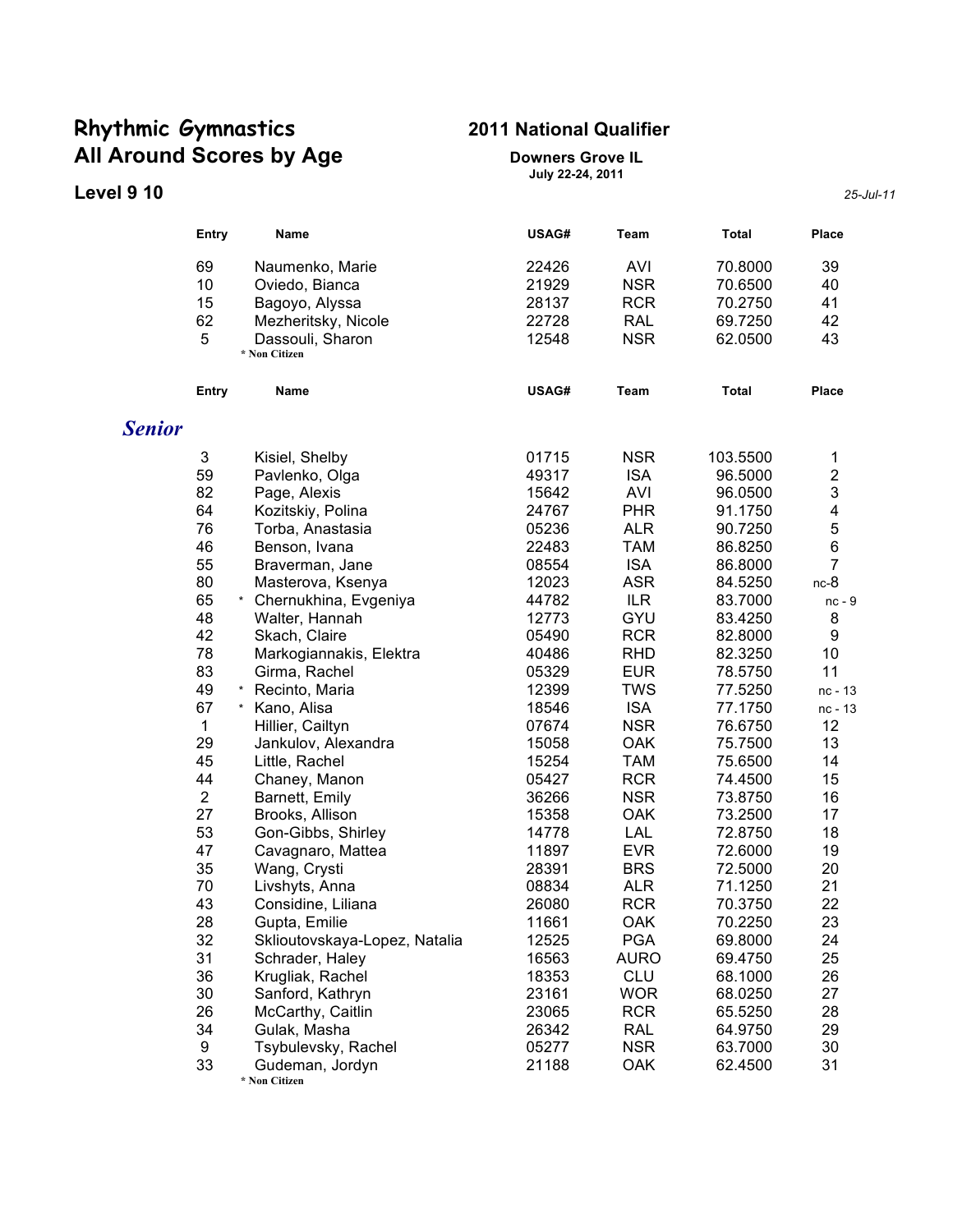# Rhythmic Gymnastics
# All Around Scores by Age

### Level 9 10

**2011 National Qualifier**

**Downers Grove IL**
**July 22-24, 2011**

*25-Jul-11*

| Entry | Name | USAG# | Team | Total | Place |
|---|---|---|---|---|---|
| 69 | Naumenko, Marie | 22426 | AVI | 70.8000 | 39 |
| 10 | Oviedo, Bianca | 21929 | NSR | 70.6500 | 40 |
| 15 | Bagoyo, Alyssa | 28137 | RCR | 70.2750 | 41 |
| 62 | Mezheritsky, Nicole | 22728 | RAL | 69.7250 | 42 |
| 5 | Dassouli, Sharon | 12548 | NSR | 62.0500 | 43 |

\* Non Citizen

## *Senior*

| Entry | Name | USAG# | Team | Total | Place |
|---|---|---|---|---|---|
| 3 | Kisiel, Shelby | 01715 | NSR | 103.5500 | 1 |
| 59 | Pavlenko, Olga | 49317 | ISA | 96.5000 | 2 |
| 82 | Page, Alexis | 15642 | AVI | 96.0500 | 3 |
| 64 | Kozitskiy, Polina | 24767 | PHR | 91.1750 | 4 |
| 76 | Torba, Anastasia | 05236 | ALR | 90.7250 | 5 |
| 46 | Benson, Ivana | 22483 | TAM | 86.8250 | 6 |
| 55 | Braverman, Jane | 08554 | ISA | 86.8000 | 7 |
| 80 | Masterova, Ksenya | 12023 | ASR | 84.5250 | nc-8 |
| 65 | * Chernukhina, Evgeniya | 44782 | ILR | 83.7000 | nc - 9 |
| 48 | Walter, Hannah | 12773 | GYU | 83.4250 | 8 |
| 42 | Skach, Claire | 05490 | RCR | 82.8000 | 9 |
| 78 | Markogiannakis, Elektra | 40486 | RHD | 82.3250 | 10 |
| 83 | Girma, Rachel | 05329 | EUR | 78.5750 | 11 |
| 49 | * Recinto, Maria | 12399 | TWS | 77.5250 | nc - 13 |
| 67 | * Kano, Alisa | 18546 | ISA | 77.1750 | nc - 13 |
| 1 | Hillier, Cailtyn | 07674 | NSR | 76.6750 | 12 |
| 29 | Jankulov, Alexandra | 15058 | OAK | 75.7500 | 13 |
| 45 | Little, Rachel | 15254 | TAM | 75.6500 | 14 |
| 44 | Chaney, Manon | 05427 | RCR | 74.4500 | 15 |
| 2 | Barnett, Emily | 36266 | NSR | 73.8750 | 16 |
| 27 | Brooks, Allison | 15358 | OAK | 73.2500 | 17 |
| 53 | Gon-Gibbs, Shirley | 14778 | LAL | 72.8750 | 18 |
| 47 | Cavagnaro, Mattea | 11897 | EVR | 72.6000 | 19 |
| 35 | Wang, Crysti | 28391 | BRS | 72.5000 | 20 |
| 70 | Livshyts, Anna | 08834 | ALR | 71.1250 | 21 |
| 43 | Considine, Liliana | 26080 | RCR | 70.3750 | 22 |
| 28 | Gupta, Emilie | 11661 | OAK | 70.2250 | 23 |
| 32 | Sklioutovskaya-Lopez, Natalia | 12525 | PGA | 69.8000 | 24 |
| 31 | Schrader, Haley | 16563 | AURO | 69.4750 | 25 |
| 36 | Krugliak, Rachel | 18353 | CLU | 68.1000 | 26 |
| 30 | Sanford, Kathryn | 23161 | WOR | 68.0250 | 27 |
| 26 | McCarthy, Caitlin | 23065 | RCR | 65.5250 | 28 |
| 34 | Gulak, Masha | 26342 | RAL | 64.9750 | 29 |
| 9 | Tsybulevsky, Rachel | 05277 | NSR | 63.7000 | 30 |
| 33 | Gudeman, Jordyn | 21188 | OAK | 62.4500 | 31 |

\* Non Citizen